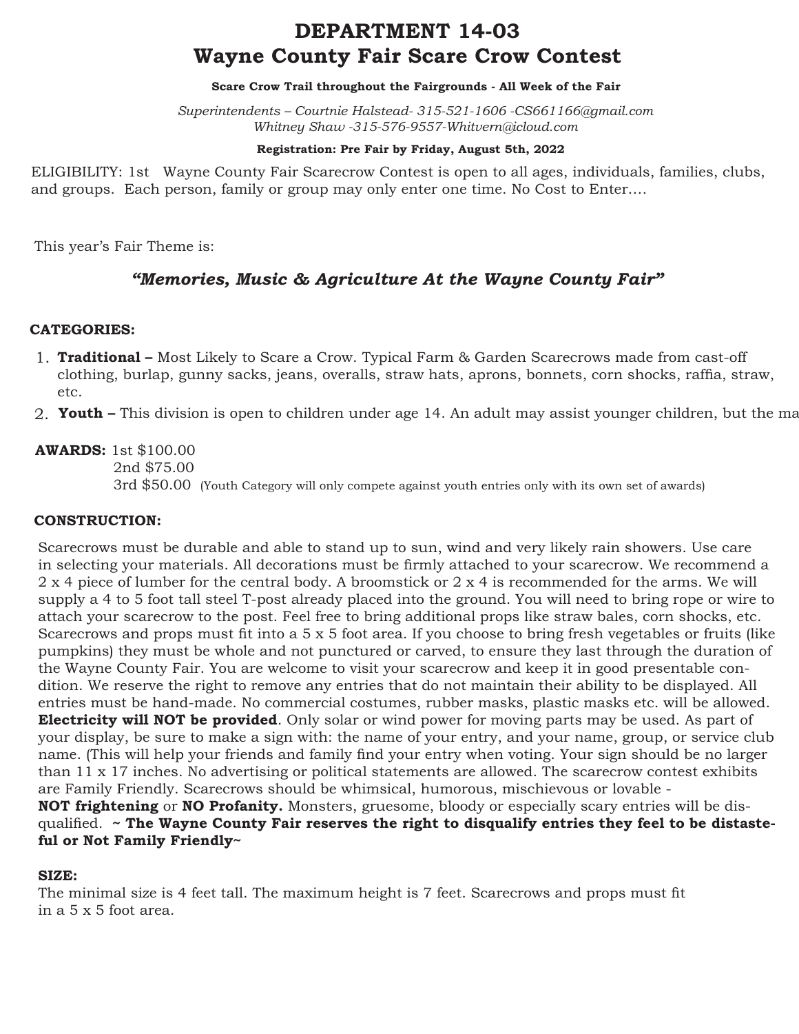# DEPARTMENT 14-03
# Wayne County Fair Scare Crow Contest

**Scare Crow Trail throughout the Fairgrounds - All Week of the Fair**

*Superintendents – Courtnie Halstead- 315-521-1606 -CS661166@gmail.com*
*Whitney Shaw -315-576-9557-Whitvern@icloud.com*

**Registration: Pre Fair by Friday, August 5th, 2022**

ELIGIBILITY: 1st Wayne County Fair Scarecrow Contest is open to all ages, individuals, families, clubs, and groups. Each person, family or group may only enter one time. No Cost to Enter….

This year's Fair Theme is:

***"Memories, Music & Agriculture At the Wayne County Fair"***

**CATEGORIES:**

1. **Traditional –** Most Likely to Scare a Crow. Typical Farm & Garden Scarecrows made from cast-off clothing, burlap, gunny sacks, jeans, overalls, straw hats, aprons, bonnets, corn shocks, raffia, straw, etc.
2. **Youth –** This division is open to children under age 14. An adult may assist younger children, but the ma

**AWARDS:** 1st $100.00
2nd $75.00
3rd $50.00 (Youth Category will only compete against youth entries only with its own set of awards)

**CONSTRUCTION:**

Scarecrows must be durable and able to stand up to sun, wind and very likely rain showers. Use care in selecting your materials. All decorations must be firmly attached to your scarecrow. We recommend a 2 x 4 piece of lumber for the central body. A broomstick or 2 x 4 is recommended for the arms. We will supply a 4 to 5 foot tall steel T-post already placed into the ground. You will need to bring rope or wire to attach your scarecrow to the post. Feel free to bring additional props like straw bales, corn shocks, etc. Scarecrows and props must fit into a 5 x 5 foot area. If you choose to bring fresh vegetables or fruits (like pumpkins) they must be whole and not punctured or carved, to ensure they last through the duration of the Wayne County Fair. You are welcome to visit your scarecrow and keep it in good presentable condition. We reserve the right to remove any entries that do not maintain their ability to be displayed. All entries must be hand-made. No commercial costumes, rubber masks, plastic masks etc. will be allowed. **Electricity will NOT be provided**. Only solar or wind power for moving parts may be used. As part of your display, be sure to make a sign with: the name of your entry, and your name, group, or service club name. (This will help your friends and family find your entry when voting. Your sign should be no larger than 11 x 17 inches. No advertising or political statements are allowed. The scarecrow contest exhibits are Family Friendly. Scarecrows should be whimsical, humorous, mischievous or lovable - **NOT frightening** or **NO Profanity.** Monsters, gruesome, bloody or especially scary entries will be disqualified. **~ The Wayne County Fair reserves the right to disqualify entries they feel to be distasteful or Not Family Friendly~**

**SIZE:**

The minimal size is 4 feet tall. The maximum height is 7 feet. Scarecrows and props must fit in a 5 x 5 foot area.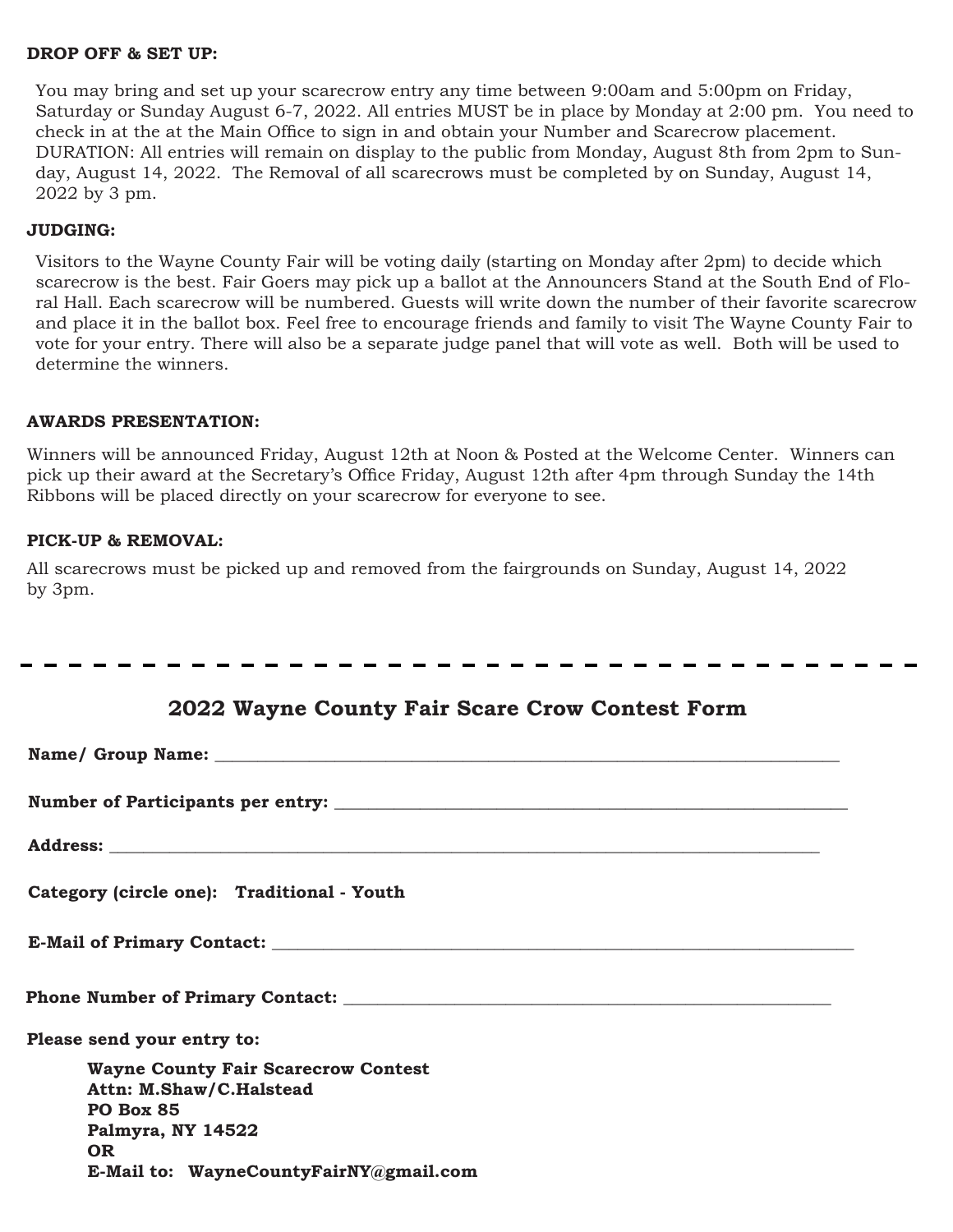**DROP OFF & SET UP:**

You may bring and set up your scarecrow entry any time between 9:00am and 5:00pm on Friday, Saturday or Sunday August 6-7, 2022. All entries MUST be in place by Monday at 2:00 pm. You need to check in at the at the Main Office to sign in and obtain your Number and Scarecrow placement. DURATION: All entries will remain on display to the public from Monday, August 8th from 2pm to Sunday, August 14, 2022. The Removal of all scarecrows must be completed by on Sunday, August 14, 2022 by 3 pm.

**JUDGING:**

Visitors to the Wayne County Fair will be voting daily (starting on Monday after 2pm) to decide which scarecrow is the best. Fair Goers may pick up a ballot at the Announcers Stand at the South End of Floral Hall. Each scarecrow will be numbered. Guests will write down the number of their favorite scarecrow and place it in the ballot box. Feel free to encourage friends and family to visit The Wayne County Fair to vote for your entry. There will also be a separate judge panel that will vote as well. Both will be used to determine the winners.

**AWARDS PRESENTATION:**

Winners will be announced Friday, August 12th at Noon & Posted at the Welcome Center. Winners can pick up their award at the Secretary's Office Friday, August 12th after 4pm through Sunday the 14th Ribbons will be placed directly on your scarecrow for everyone to see.

**PICK-UP & REMOVAL:**

All scarecrows must be picked up and removed from the fairgrounds on Sunday, August 14, 2022 by 3pm.

---

## 2022 Wayne County Fair Scare Crow Contest Form

**Name/ Group Name:** ______________________________

**Number of Participants per entry:** ______________________________

**Address:** ______________________________

**Category (circle one): Traditional - Youth**

**E-Mail of Primary Contact:** ______________________________

**Phone Number of Primary Contact:** ______________________________

**Please send your entry to:**

**Wayne County Fair Scarecrow Contest**
**Attn: M.Shaw/C.Halstead**
**PO Box 85**
**Palmyra, NY 14522**
**OR**
**E-Mail to: WayneCountyFairNY@gmail.com**